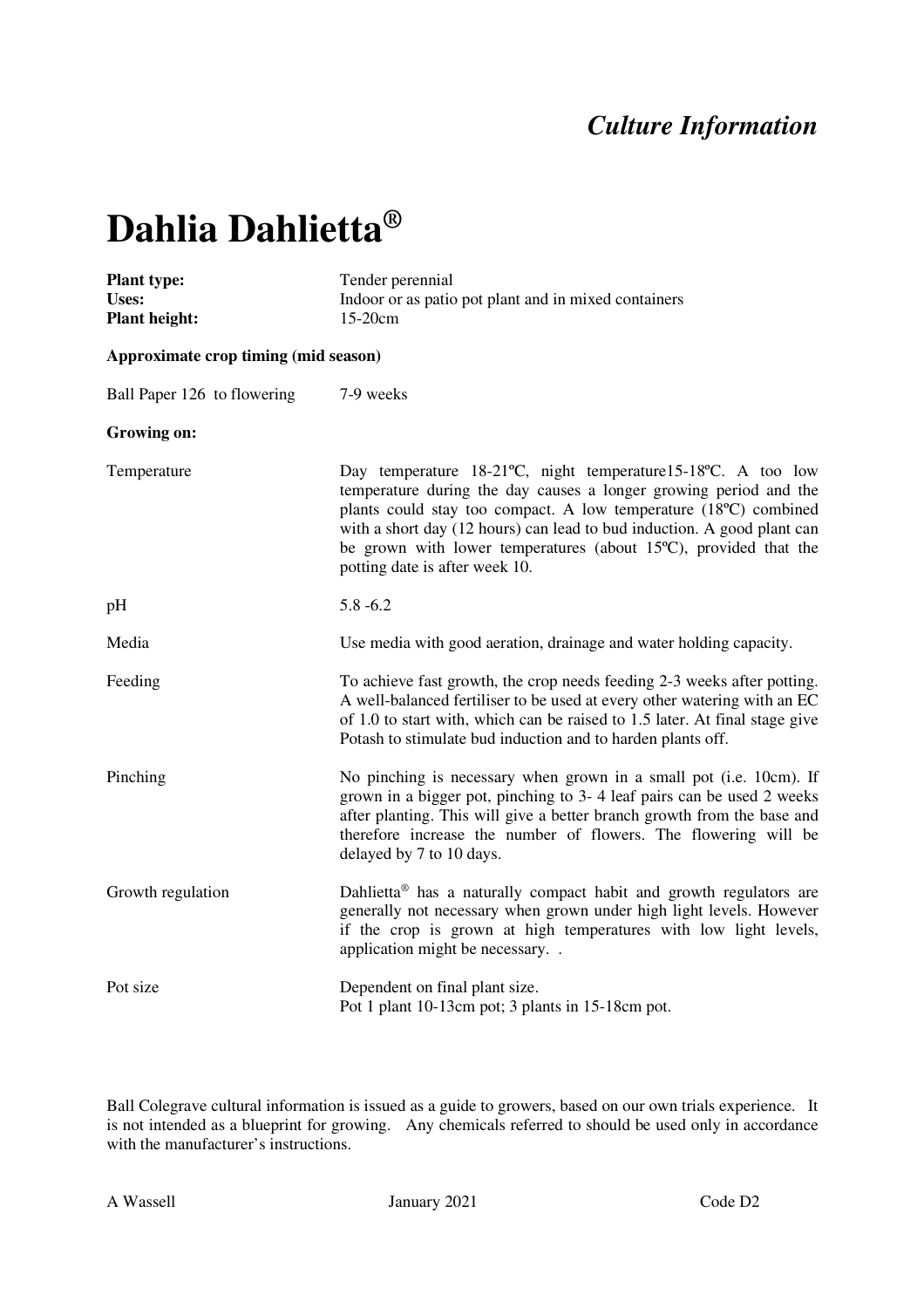*Culture Information*

# Dahlia Dahlietta®

| | |
|---|---|
| **Plant type:** | Tender perennial |
| **Uses:** | Indoor or as patio pot plant and in mixed containers |
| **Plant height:** | 15-20cm |

**Approximate crop timing (mid season)**

| | |
|---|---|
| Ball Paper 126 to flowering | 7-9 weeks |

**Growing on:**

| | |
|---|---|
| Temperature | Day temperature 18-21ºC, night temperature15-18ºC. A too low temperature during the day causes a longer growing period and the plants could stay too compact. A low temperature (18ºC) combined with a short day (12 hours) can lead to bud induction. A good plant can be grown with lower temperatures (about 15ºC), provided that the potting date is after week 10. |
| pH | 5.8 -6.2 |
| Media | Use media with good aeration, drainage and water holding capacity. |
| Feeding | To achieve fast growth, the crop needs feeding 2-3 weeks after potting. A well-balanced fertiliser to be used at every other watering with an EC of 1.0 to start with, which can be raised to 1.5 later. At final stage give Potash to stimulate bud induction and to harden plants off. |
| Pinching | No pinching is necessary when grown in a small pot (i.e. 10cm). If grown in a bigger pot, pinching to 3- 4 leaf pairs can be used 2 weeks after planting. This will give a better branch growth from the base and therefore increase the number of flowers. The flowering will be delayed by 7 to 10 days. |
| Growth regulation | Dahlietta® has a naturally compact habit and growth regulators are generally not necessary when grown under high light levels. However if the crop is grown at high temperatures with low light levels, application might be necessary. . |
| Pot size | Dependent on final plant size.<br>Pot 1 plant 10-13cm pot; 3 plants in 15-18cm pot. |

Ball Colegrave cultural information is issued as a guide to growers, based on our own trials experience. It is not intended as a blueprint for growing. Any chemicals referred to should be used only in accordance with the manufacturer's instructions.

A Wassell January 2021 Code D2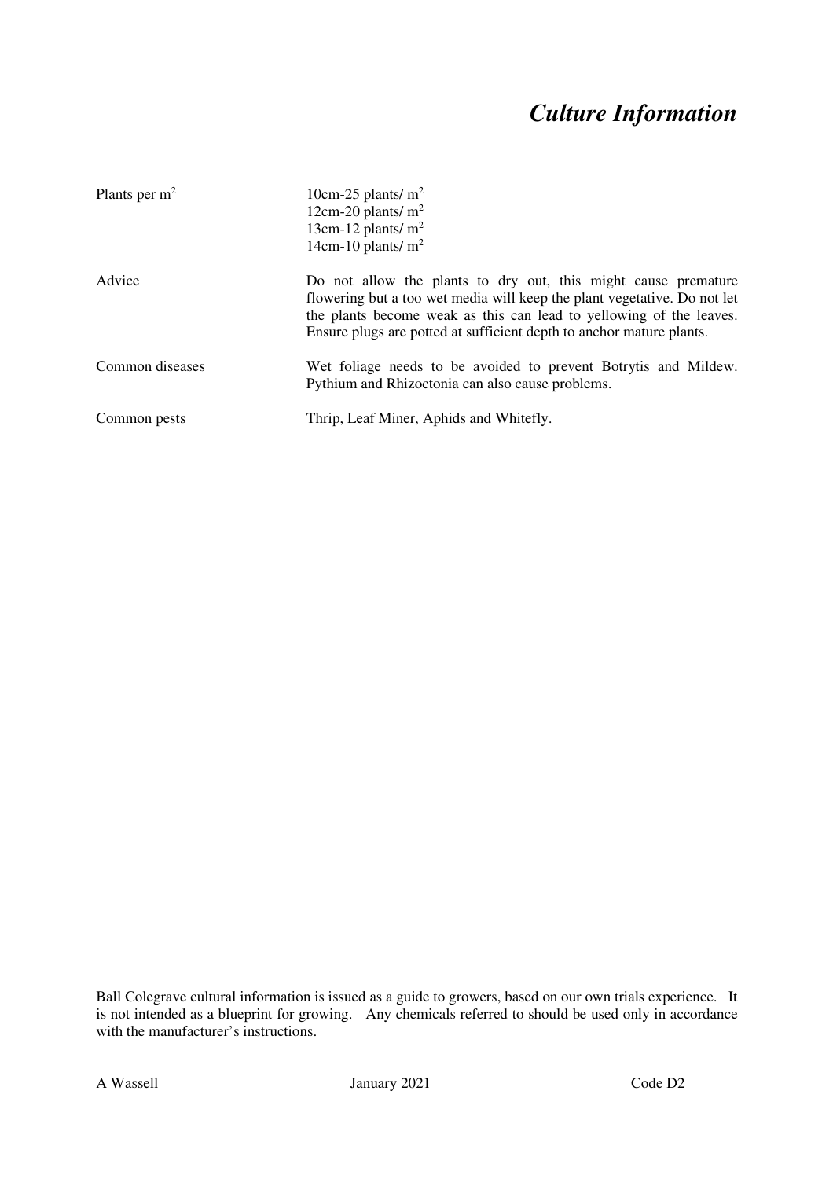# *Culture Information*

| | |
|---|---|
| Plants per $m^2$ | 10cm-25 plants/ $m^2$<br>12cm-20 plants/ $m^2$<br>13cm-12 plants/ $m^2$<br>14cm-10 plants/ $m^2$ |
| Advice | Do not allow the plants to dry out, this might cause premature flowering but a too wet media will keep the plant vegetative. Do not let the plants become weak as this can lead to yellowing of the leaves. Ensure plugs are potted at sufficient depth to anchor mature plants. |
| Common diseases | Wet foliage needs to be avoided to prevent Botrytis and Mildew. Pythium and Rhizoctonia can also cause problems. |
| Common pests | Thrip, Leaf Miner, Aphids and Whitefly. |

Ball Colegrave cultural information is issued as a guide to growers, based on our own trials experience. It is not intended as a blueprint for growing. Any chemicals referred to should be used only in accordance with the manufacturer's instructions.

A Wassell January 2021 Code D2